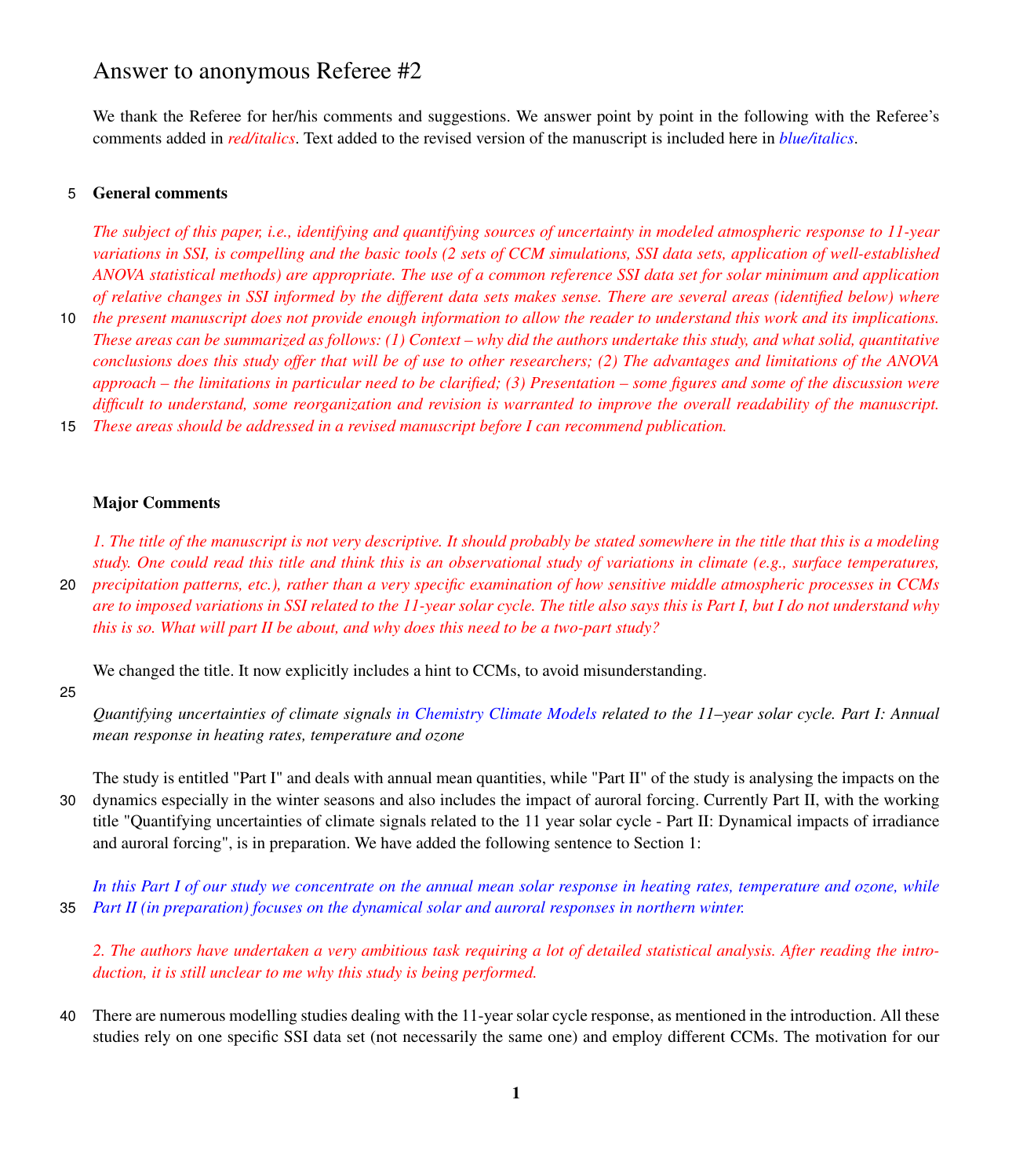# Answer to anonymous Referee #2

We thank the Referee for her/his comments and suggestions. We answer point by point in the following with the Referee's comments added in *red/italics*. Text added to the revised version of the manuscript is included here in *blue/italics*.

## General comments

*The subject of this paper, i.e., identifying and quantifying sources of uncertainty in modeled atmospheric response to 11-year variations in SSI, is compelling and the basic tools (2 sets of CCM simulations, SSI data sets, application of well-established ANOVA statistical methods) are appropriate. The use of a common reference SSI data set for solar minimum and application of relative changes in SSI informed by the different data sets makes sense. There are several areas (identified below) where the present manuscript does not provide enough information to allow the reader to understand this work and its implications. These areas can be summarized as follows: (1) Context – why did the authors undertake this study, and what solid, quantitative conclusions does this study offer that will be of use to other researchers; (2) The advantages and limitations of the ANOVA approach – the limitations in particular need to be clarified; (3) Presentation – some figures and some of the discussion were difficult to understand, some reorganization and revision is warranted to improve the overall readability of the manuscript. These areas should be addressed in a revised manuscript before I can recommend publication.*

## Major Comments

*1. The title of the manuscript is not very descriptive. It should probably be stated somewhere in the title that this is a modeling study. One could read this title and think this is an observational study of variations in climate (e.g., surface temperatures, precipitation patterns, etc.), rather than a very specific examination of how sensitive middle atmospheric processes in CCMs are to imposed variations in SSI related to the 11-year solar cycle. The title also says this is Part I, but I do not understand why this is so. What will part II be about, and why does this need to be a two-part study?*

We changed the title. It now explicitly includes a hint to CCMs, to avoid misunderstanding.

*Quantifying uncertainties of climate signals in Chemistry Climate Models related to the 11–year solar cycle. Part I: Annual mean response in heating rates, temperature and ozone*

The study is entitled "Part I" and deals with annual mean quantities, while "Part II" of the study is analysing the impacts on the dynamics especially in the winter seasons and also includes the impact of auroral forcing. Currently Part II, with the working title "Quantifying uncertainties of climate signals related to the 11 year solar cycle - Part II: Dynamical impacts of irradiance and auroral forcing", is in preparation. We have added the following sentence to Section 1:

*In this Part I of our study we concentrate on the annual mean solar response in heating rates, temperature and ozone, while Part II (in preparation) focuses on the dynamical solar and auroral responses in northern winter.*

*2. The authors have undertaken a very ambitious task requiring a lot of detailed statistical analysis. After reading the introduction, it is still unclear to me why this study is being performed.*

There are numerous modelling studies dealing with the 11-year solar cycle response, as mentioned in the introduction. All these studies rely on one specific SSI data set (not necessarily the same one) and employ different CCMs. The motivation for our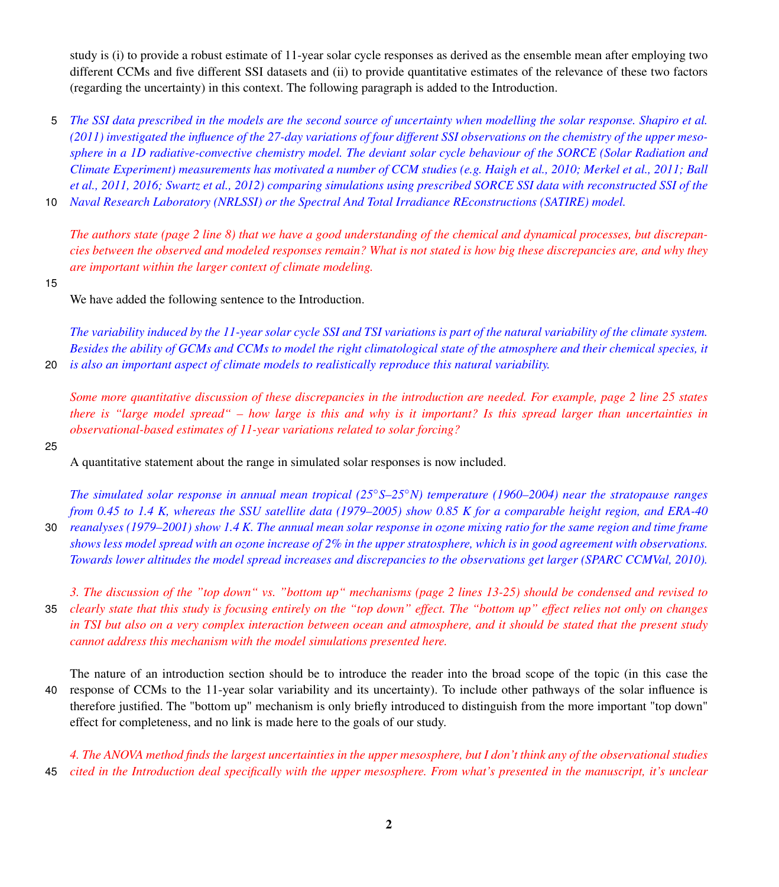study is (i) to provide a robust estimate of 11-year solar cycle responses as derived as the ensemble mean after employing two different CCMs and five different SSI datasets and (ii) to provide quantitative estimates of the relevance of these two factors (regarding the uncertainty) in this context. The following paragraph is added to the Introduction.

*The SSI data prescribed in the models are the second source of uncertainty when modelling the solar response. Shapiro et al. (2011) investigated the influence of the 27-day variations of four different SSI observations on the chemistry of the upper mesosphere in a 1D radiative-convective chemistry model. The deviant solar cycle behaviour of the SORCE (Solar Radiation and Climate Experiment) measurements has motivated a number of CCM studies (e.g. Haigh et al., 2010; Merkel et al., 2011; Ball et al., 2011, 2016; Swartz et al., 2012) comparing simulations using prescribed SORCE SSI data with reconstructed SSI of the Naval Research Laboratory (NRLSSI) or the Spectral And Total Irradiance REconstructions (SATIRE) model.*

*The authors state (page 2 line 8) that we have a good understanding of the chemical and dynamical processes, but discrepancies between the observed and modeled responses remain? What is not stated is how big these discrepancies are, and why they are important within the larger context of climate modeling.*

We have added the following sentence to the Introduction.

*The variability induced by the 11-year solar cycle SSI and TSI variations is part of the natural variability of the climate system. Besides the ability of GCMs and CCMs to model the right climatological state of the atmosphere and their chemical species, it is also an important aspect of climate models to realistically reproduce this natural variability.*

*Some more quantitative discussion of these discrepancies in the introduction are needed. For example, page 2 line 25 states there is "large model spread" – how large is this and why is it important? Is this spread larger than uncertainties in observational-based estimates of 11-year variations related to solar forcing?*

A quantitative statement about the range in simulated solar responses is now included.

*The simulated solar response in annual mean tropical (25°S–25°N) temperature (1960–2004) near the stratopause ranges from 0.45 to 1.4 K, whereas the SSU satellite data (1979–2005) show 0.85 K for a comparable height region, and ERA-40 reanalyses (1979–2001) show 1.4 K. The annual mean solar response in ozone mixing ratio for the same region and time frame shows less model spread with an ozone increase of 2% in the upper stratosphere, which is in good agreement with observations. Towards lower altitudes the model spread increases and discrepancies to the observations get larger (SPARC CCMVal, 2010).*

*3. The discussion of the "top down" vs. "bottom up" mechanisms (page 2 lines 13-25) should be condensed and revised to clearly state that this study is focusing entirely on the "top down" effect. The "bottom up" effect relies not only on changes in TSI but also on a very complex interaction between ocean and atmosphere, and it should be stated that the present study cannot address this mechanism with the model simulations presented here.*

The nature of an introduction section should be to introduce the reader into the broad scope of the topic (in this case the response of CCMs to the 11-year solar variability and its uncertainty). To include other pathways of the solar influence is therefore justified. The "bottom up" mechanism is only briefly introduced to distinguish from the more important "top down" effect for completeness, and no link is made here to the goals of our study.

*4. The ANOVA method finds the largest uncertainties in the upper mesosphere, but I don't think any of the observational studies cited in the Introduction deal specifically with the upper mesosphere. From what's presented in the manuscript, it's unclear*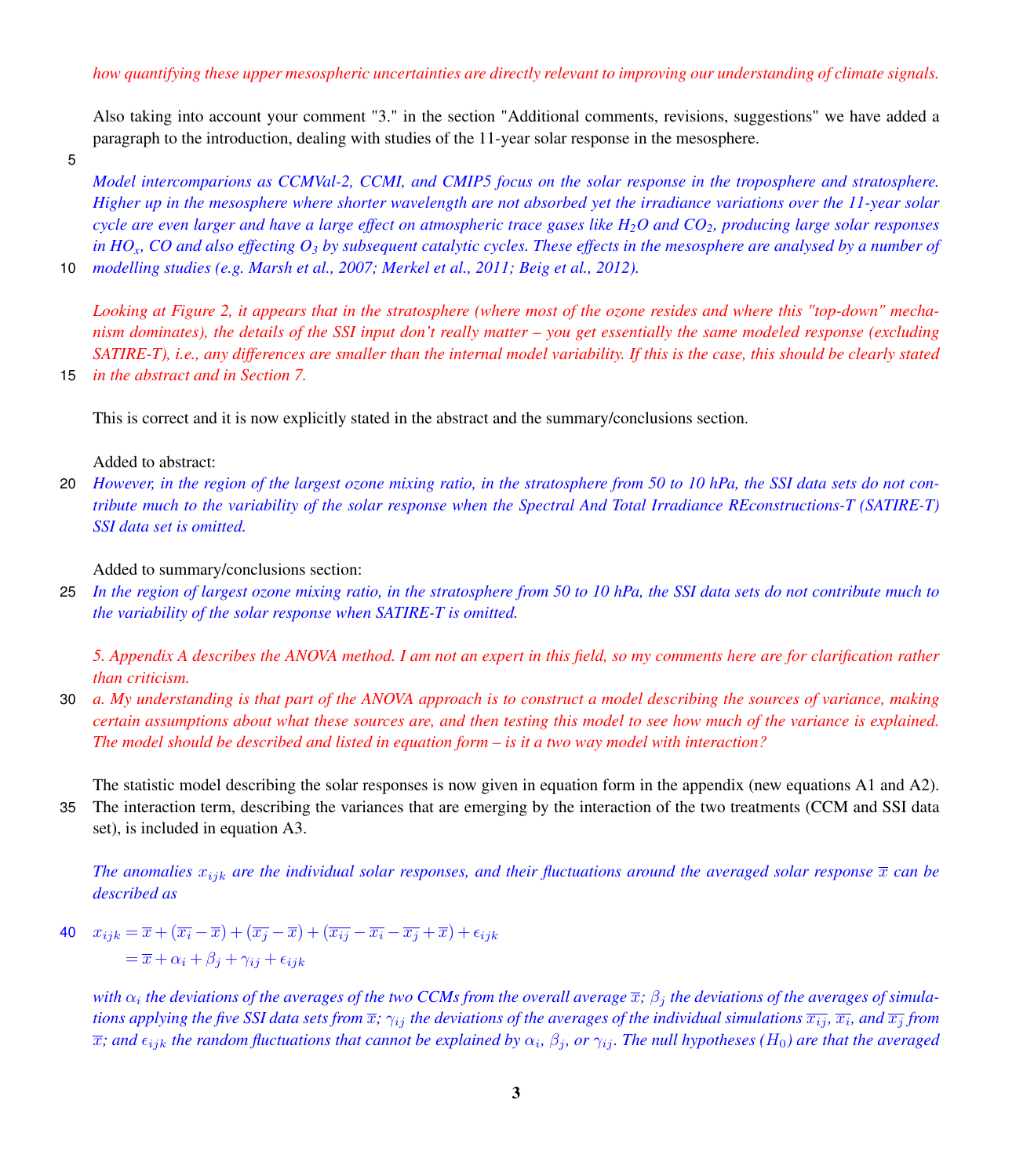*how quantifying these upper mesospheric uncertainties are directly relevant to improving our understanding of climate signals.*

Also taking into account your comment "3." in the section "Additional comments, revisions, suggestions" we have added a paragraph to the introduction, dealing with studies of the 11-year solar response in the mesosphere.

*Model intercomparions as CCMVal-2, CCMI, and CMIP5 focus on the solar response in the troposphere and stratosphere. Higher up in the mesosphere where shorter wavelength are not absorbed yet the irradiance variations over the 11-year solar cycle are even larger and have a large effect on atmospheric trace gases like $H_2O$ and $CO_2$, producing large solar responses in $HO_x$, CO and also effecting $O_3$ by subsequent catalytic cycles. These effects in the mesosphere are analysed by a number of modelling studies (e.g. Marsh et al., 2007; Merkel et al., 2011; Beig et al., 2012).*

*Looking at Figure 2, it appears that in the stratosphere (where most of the ozone resides and where this "top-down" mechanism dominates), the details of the SSI input don't really matter – you get essentially the same modeled response (excluding SATIRE-T), i.e., any differences are smaller than the internal model variability. If this is the case, this should be clearly stated in the abstract and in Section 7.*

This is correct and it is now explicitly stated in the abstract and the summary/conclusions section.

Added to abstract:
*However, in the region of the largest ozone mixing ratio, in the stratosphere from 50 to 10 hPa, the SSI data sets do not contribute much to the variability of the solar response when the Spectral And Total Irradiance REconstructions-T (SATIRE-T) SSI data set is omitted.*

Added to summary/conclusions section:
*In the region of largest ozone mixing ratio, in the stratosphere from 50 to 10 hPa, the SSI data sets do not contribute much to the variability of the solar response when SATIRE-T is omitted.*

*5. Appendix A describes the ANOVA method. I am not an expert in this field, so my comments here are for clarification rather than criticism.*
*a. My understanding is that part of the ANOVA approach is to construct a model describing the sources of variance, making certain assumptions about what these sources are, and then testing this model to see how much of the variance is explained. The model should be described and listed in equation form – is it a two way model with interaction?*

The statistic model describing the solar responses is now given in equation form in the appendix (new equations A1 and A2). The interaction term, describing the variances that are emerging by the interaction of the two treatments (CCM and SSI data set), is included in equation A3.

*The anomalies $x_{ijk}$ are the individual solar responses, and their fluctuations around the averaged solar response $\overline{x}$ can be described as*

$$
\begin{aligned}
x_{ijk} &= \overline{x} + (\overline{x_i} - \overline{x}) + (\overline{x_j} - \overline{x}) + (\overline{x_{ij}} - \overline{x_i} - \overline{x_j} + \overline{x}) + \epsilon_{ijk} \\
&= \overline{x} + \alpha_i + \beta_j + \gamma_{ij} + \epsilon_{ijk}
\end{aligned}
$$

*with $\alpha_i$ the deviations of the averages of the two CCMs from the overall average $\overline{x}$; $\beta_j$ the deviations of the averages of simulations applying the five SSI data sets from $\overline{x}$; $\gamma_{ij}$ the deviations of the averages of the individual simulations $\overline{x_{ij}}$, $\overline{x_i}$, and $\overline{x_j}$ from $\overline{x}$; and $\epsilon_{ijk}$ the random fluctuations that cannot be explained by $\alpha_i$, $\beta_j$, or $\gamma_{ij}$. The null hypotheses ($H_0$) are that the averaged*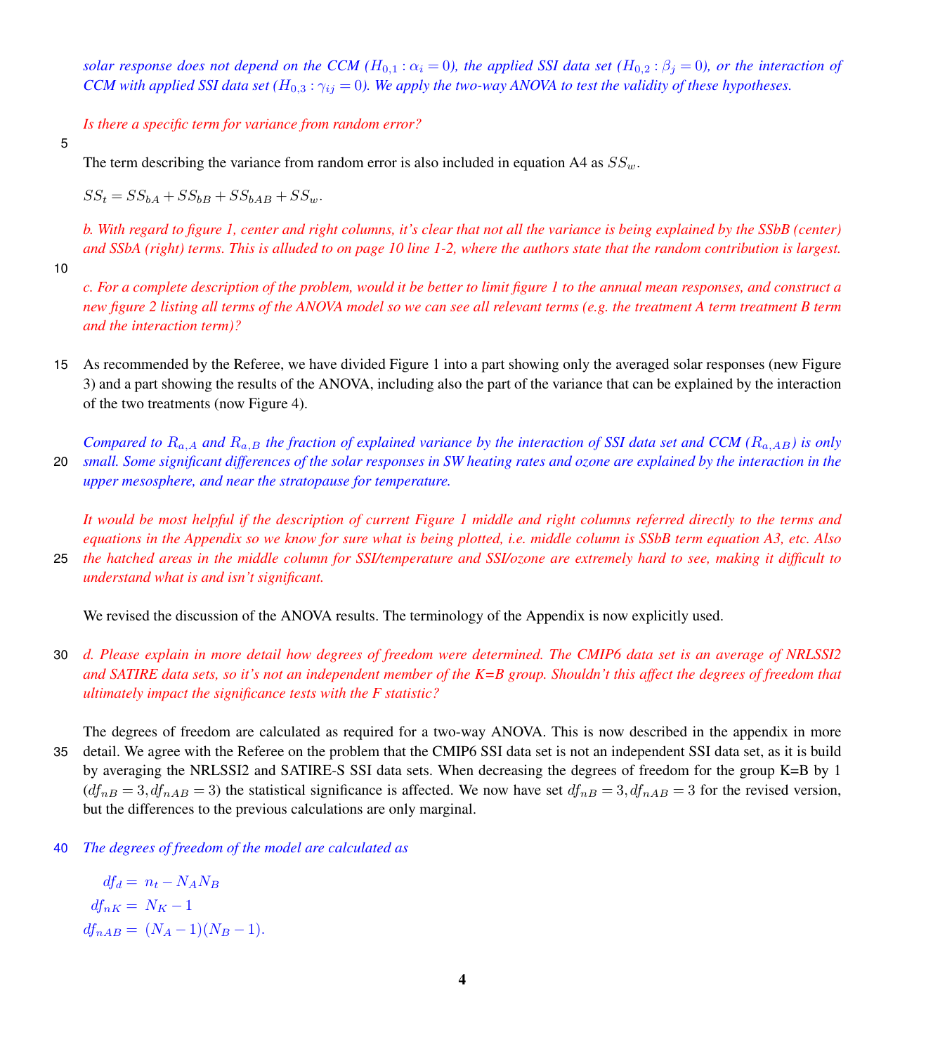*solar response does not depend on the CCM ($H_{0,1}: \alpha_i = 0$), the applied SSI data set ($H_{0,2}: \beta_j = 0$), or the interaction of CCM with applied SSI data set ($H_{0,3}: \gamma_{ij} = 0$). We apply the two-way ANOVA to test the validity of these hypotheses.*

*Is there a specific term for variance from random error?*

The term describing the variance from random error is also included in equation A4 as $SS_w$.

$SS_t = SS_{bA} + SS_{bB} + SS_{bAB} + SS_w.$

*b. With regard to figure 1, center and right columns, it's clear that not all the variance is being explained by the SSbB (center) and SSbA (right) terms. This is alluded to on page 10 line 1-2, where the authors state that the random contribution is largest.*

*c. For a complete description of the problem, would it be better to limit figure 1 to the annual mean responses, and construct a new figure 2 listing all terms of the ANOVA model so we can see all relevant terms (e.g. the treatment A term treatment B term and the interaction term)?*

As recommended by the Referee, we have divided Figure 1 into a part showing only the averaged solar responses (new Figure 3) and a part showing the results of the ANOVA, including also the part of the variance that can be explained by the interaction of the two treatments (now Figure 4).

*Compared to $R_{a,A}$ and $R_{a,B}$ the fraction of explained variance by the interaction of SSI data set and CCM ($R_{a,AB}$) is only small. Some significant differences of the solar responses in SW heating rates and ozone are explained by the interaction in the upper mesosphere, and near the stratopause for temperature.*

*It would be most helpful if the description of current Figure 1 middle and right columns referred directly to the terms and equations in the Appendix so we know for sure what is being plotted, i.e. middle column is SSbB term equation A3, etc. Also the hatched areas in the middle column for SSI/temperature and SSI/ozone are extremely hard to see, making it difficult to understand what is and isn't significant.*

We revised the discussion of the ANOVA results. The terminology of the Appendix is now explicitly used.

*d. Please explain in more detail how degrees of freedom were determined. The CMIP6 data set is an average of NRLSSI2 and SATIRE data sets, so it's not an independent member of the K=B group. Shouldn't this affect the degrees of freedom that ultimately impact the significance tests with the F statistic?*

The degrees of freedom are calculated as required for a two-way ANOVA. This is now described in the appendix in more detail. We agree with the Referee on the problem that the CMIP6 SSI data set is not an independent SSI data set, as it is build by averaging the NRLSSI2 and SATIRE-S SSI data sets. When decreasing the degrees of freedom for the group K=B by 1 ($df_{nB} = 3, df_{nAB} = 3$) the statistical significance is affected. We now have set $df_{nB} = 3, df_{nAB} = 3$ for the revised version, but the differences to the previous calculations are only marginal.

*The degrees of freedom of the model are calculated as*

$$
\begin{aligned}
df_d &= n_t - N_A N_B \\
df_{nK} &= N_K - 1 \\
df_{nAB} &= (N_A - 1)(N_B - 1).
\end{aligned}
$$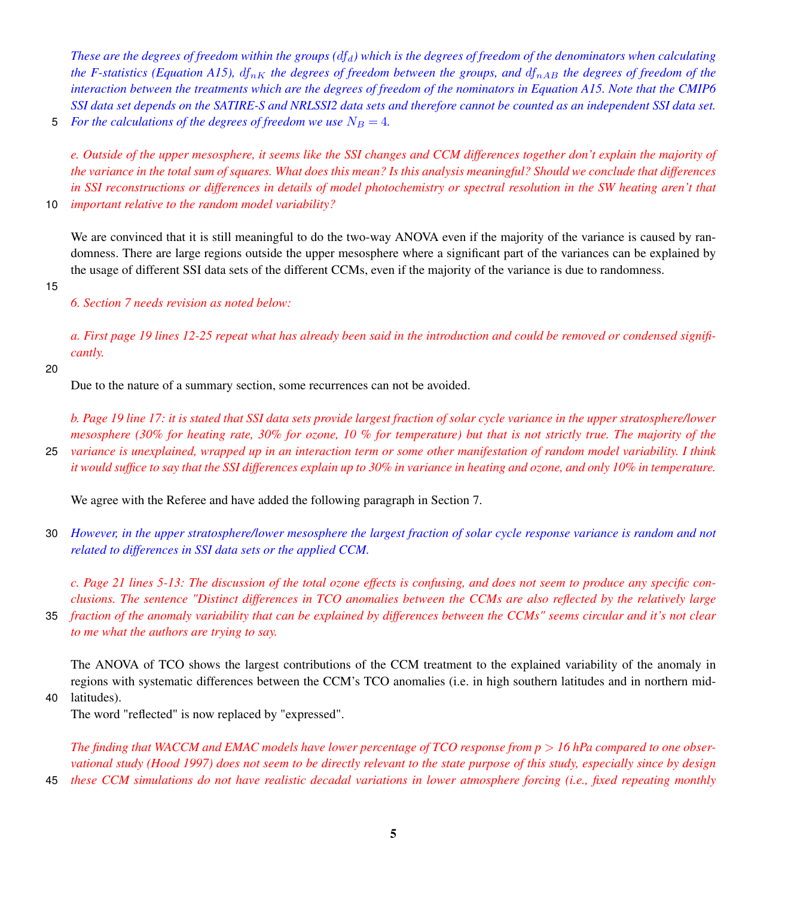*These are the degrees of freedom within the groups ($\mathrm{df}_d$) which is the degrees of freedom of the denominators when calculating the F-statistics (Equation A15), $\mathrm{df}_{nK}$ the degrees of freedom between the groups, and $\mathrm{df}_{nAB}$ the degrees of freedom of the interaction between the treatments which are the degrees of freedom of the nominators in Equation A15. Note that the CMIP6 SSI data set depends on the SATIRE-S and NRLSSI2 data sets and therefore cannot be counted as an independent SSI data set. For the calculations of the degrees of freedom we use $N_B = 4$.*

*e. Outside of the upper mesosphere, it seems like the SSI changes and CCM differences together don't explain the majority of the variance in the total sum of squares. What does this mean? Is this analysis meaningful? Should we conclude that differences in SSI reconstructions or differences in details of model photochemistry or spectral resolution in the SW heating aren't that important relative to the random model variability?*

We are convinced that it is still meaningful to do the two-way ANOVA even if the majority of the variance is caused by randomness. There are large regions outside the upper mesosphere where a significant part of the variances can be explained by the usage of different SSI data sets of the different CCMs, even if the majority of the variance is due to randomness.

*6. Section 7 needs revision as noted below:*

*a. First page 19 lines 12-25 repeat what has already been said in the introduction and could be removed or condensed significantly.*

Due to the nature of a summary section, some recurrences can not be avoided.

*b. Page 19 line 17: it is stated that SSI data sets provide largest fraction of solar cycle variance in the upper stratosphere/lower mesosphere (30% for heating rate, 30% for ozone, 10 % for temperature) but that is not strictly true. The majority of the variance is unexplained, wrapped up in an interaction term or some other manifestation of random model variability. I think it would suffice to say that the SSI differences explain up to 30% in variance in heating and ozone, and only 10% in temperature.*

We agree with the Referee and have added the following paragraph in Section 7.

*However, in the upper stratosphere/lower mesosphere the largest fraction of solar cycle response variance is random and not related to differences in SSI data sets or the applied CCM.*

*c. Page 21 lines 5-13: The discussion of the total ozone effects is confusing, and does not seem to produce any specific conclusions. The sentence "Distinct differences in TCO anomalies between the CCMs are also reflected by the relatively large fraction of the anomaly variability that can be explained by differences between the CCMs" seems circular and it's not clear to me what the authors are trying to say.*

The ANOVA of TCO shows the largest contributions of the CCM treatment to the explained variability of the anomaly in regions with systematic differences between the CCM's TCO anomalies (i.e. in high southern latitudes and in northern mid-latitudes).
The word "reflected" is now replaced by "expressed".

*The finding that WACCM and EMAC models have lower percentage of TCO response from $p > 16$ hPa compared to one observational study (Hood 1997) does not seem to be directly relevant to the state purpose of this study, especially since by design these CCM simulations do not have realistic decadal variations in lower atmosphere forcing (i.e., fixed repeating monthly*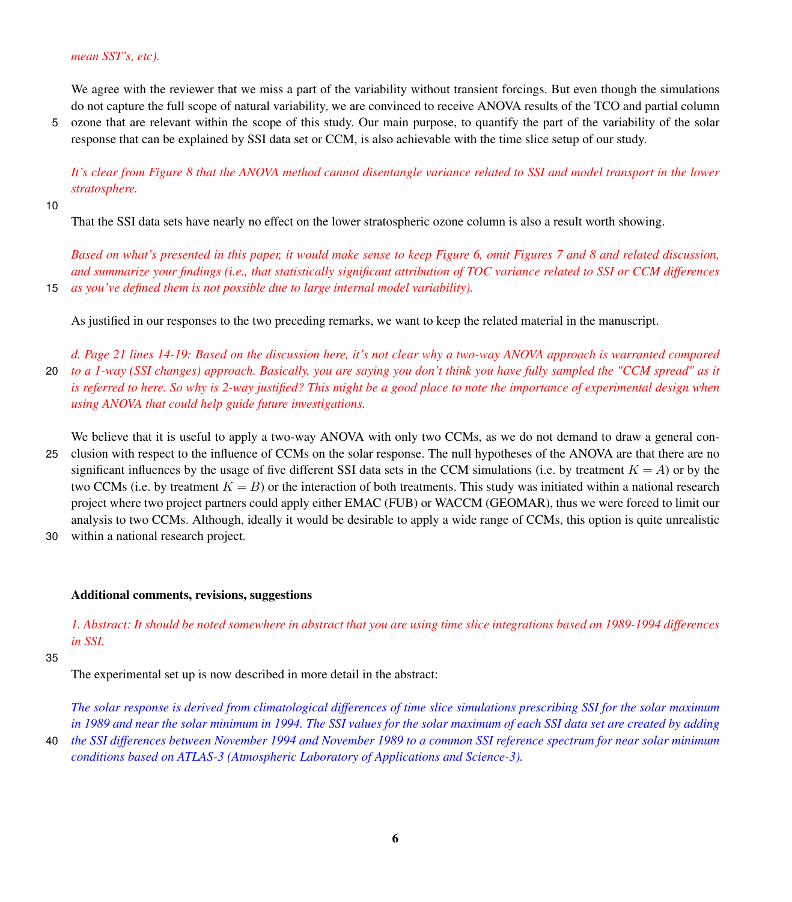*mean SST's, etc).*

We agree with the reviewer that we miss a part of the variability without transient forcings. But even though the simulations do not capture the full scope of natural variability, we are convinced to receive ANOVA results of the TCO and partial column ozone that are relevant within the scope of this study. Our main purpose, to quantify the part of the variability of the solar response that can be explained by SSI data set or CCM, is also achievable with the time slice setup of our study.

*It's clear from Figure 8 that the ANOVA method cannot disentangle variance related to SSI and model transport in the lower stratosphere.*

That the SSI data sets have nearly no effect on the lower stratospheric ozone column is also a result worth showing.

*Based on what's presented in this paper, it would make sense to keep Figure 6, omit Figures 7 and 8 and related discussion, and summarize your findings (i.e., that statistically significant attribution of TOC variance related to SSI or CCM differences as you've defined them is not possible due to large internal model variability).*

As justified in our responses to the two preceding remarks, we want to keep the related material in the manuscript.

*d. Page 21 lines 14-19: Based on the discussion here, it's not clear why a two-way ANOVA approach is warranted compared to a 1-way (SSI changes) approach. Basically, you are saying you don't think you have fully sampled the "CCM spread" as it is referred to here. So why is 2-way justified? This might be a good place to note the importance of experimental design when using ANOVA that could help guide future investigations.*

We believe that it is useful to apply a two-way ANOVA with only two CCMs, as we do not demand to draw a general conclusion with respect to the influence of CCMs on the solar response. The null hypotheses of the ANOVA are that there are no significant influences by the usage of five different SSI data sets in the CCM simulations (i.e. by treatment $K = A$) or by the two CCMs (i.e. by treatment $K = B$) or the interaction of both treatments. This study was initiated within a national research project where two project partners could apply either EMAC (FUB) or WACCM (GEOMAR), thus we were forced to limit our analysis to two CCMs. Although, ideally it would be desirable to apply a wide range of CCMs, this option is quite unrealistic within a national research project.

**Additional comments, revisions, suggestions**

*1. Abstract: It should be noted somewhere in abstract that you are using time slice integrations based on 1989-1994 differences in SSI.*

The experimental set up is now described in more detail in the abstract:

*The solar response is derived from climatological differences of time slice simulations prescribing SSI for the solar maximum in 1989 and near the solar minimum in 1994. The SSI values for the solar maximum of each SSI data set are created by adding the SSI differences between November 1994 and November 1989 to a common SSI reference spectrum for near solar minimum conditions based on ATLAS-3 (Atmospheric Laboratory of Applications and Science-3).*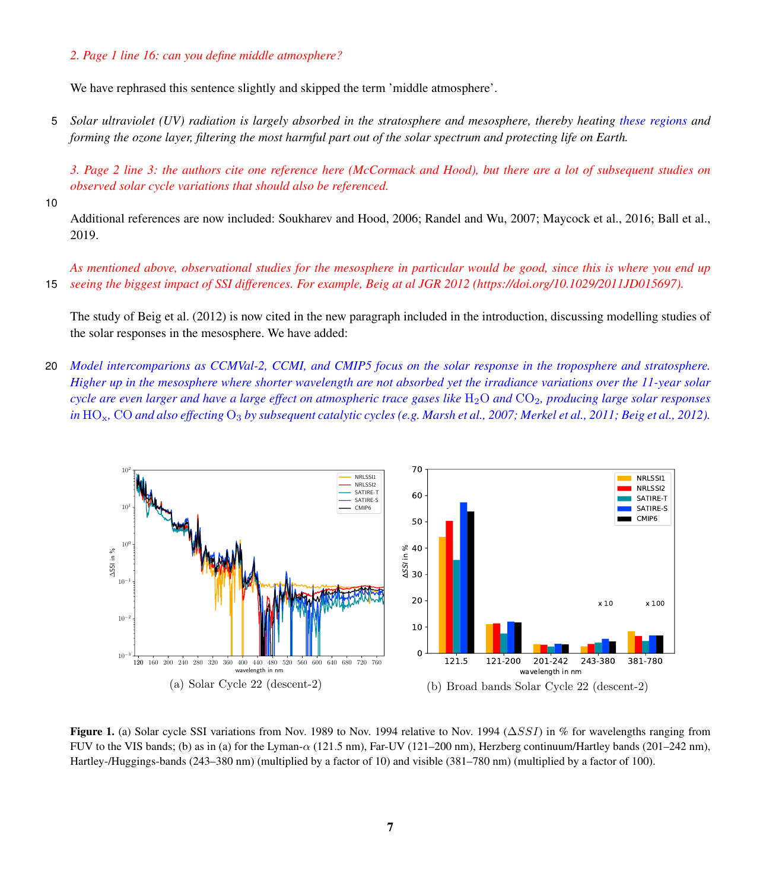*2. Page 1 line 16: can you define middle atmosphere?*

We have rephrased this sentence slightly and skipped the term 'middle atmosphere'.

*Solar ultraviolet (UV) radiation is largely absorbed in the stratosphere and mesosphere, thereby heating these regions and forming the ozone layer, filtering the most harmful part out of the solar spectrum and protecting life on Earth.*

*3. Page 2 line 3: the authors cite one reference here (McCormack and Hood), but there are a lot of subsequent studies on observed solar cycle variations that should also be referenced.*

Additional references are now included: Soukharev and Hood, 2006; Randel and Wu, 2007; Maycock et al., 2016; Ball et al., 2019.

*As mentioned above, observational studies for the mesosphere in particular would be good, since this is where you end up seeing the biggest impact of SSI differences. For example, Beig at al JGR 2012 (https://doi.org/10.1029/2011JD015697).*

The study of Beig et al. (2012) is now cited in the new paragraph included in the introduction, discussing modelling studies of the solar responses in the mesosphere. We have added:

*Model intercomparions as CCMVal-2, CCMI, and CMIP5 focus on the solar response in the troposphere and stratosphere. Higher up in the mesosphere where shorter wavelength are not absorbed yet the irradiance variations over the 11-year solar cycle are even larger and have a large effect on atmospheric trace gases like $H_2O$ and $CO_2$, producing large solar responses in $HO_x$, CO and also effecting $O_3$ by subsequent catalytic cycles (e.g. Marsh et al., 2007; Merkel et al., 2011; Beig et al., 2012).*

(a) Solar Cycle 22 (descent-2)

(b) Broad bands Solar Cycle 22 (descent-2)

**Figure 1.** (a) Solar cycle SSI variations from Nov. 1989 to Nov. 1994 relative to Nov. 1994 ($\Delta SSI$) in % for wavelengths ranging from FUV to the VIS bands; (b) as in (a) for the Lyman-$\alpha$ (121.5 nm), Far-UV (121–200 nm), Herzberg continuum/Hartley bands (201–242 nm), Hartley-/Huggings-bands (243–380 nm) (multiplied by a factor of 10) and visible (381–780 nm) (multiplied by a factor of 100).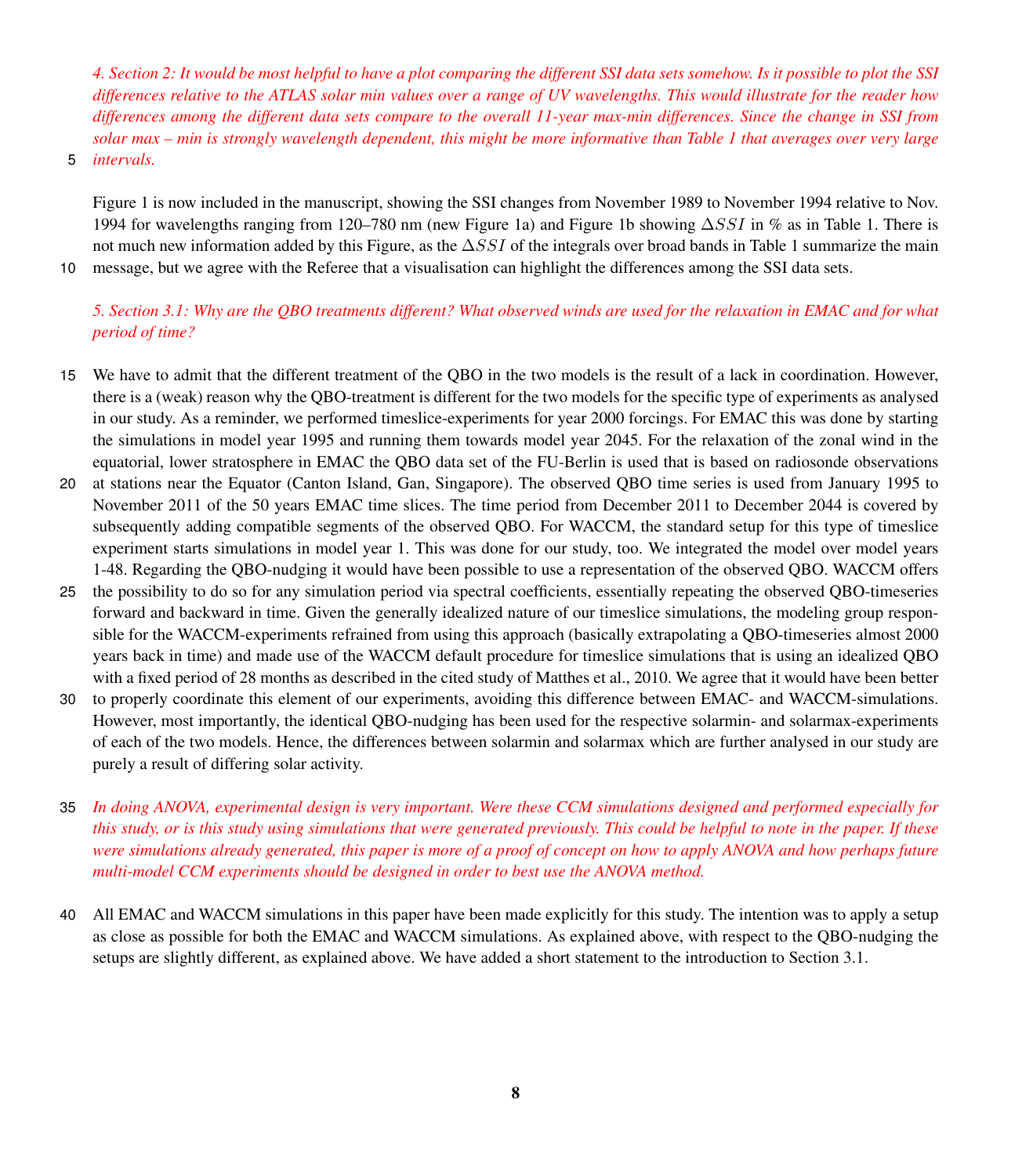*4. Section 2: It would be most helpful to have a plot comparing the different SSI data sets somehow. Is it possible to plot the SSI differences relative to the ATLAS solar min values over a range of UV wavelengths. This would illustrate for the reader how differences among the different data sets compare to the overall 11-year max-min differences. Since the change in SSI from solar max – min is strongly wavelength dependent, this might be more informative than Table 1 that averages over very large intervals.*

Figure 1 is now included in the manuscript, showing the SSI changes from November 1989 to November 1994 relative to Nov. 1994 for wavelengths ranging from 120–780 nm (new Figure 1a) and Figure 1b showing $\Delta SSI$ in % as in Table 1. There is not much new information added by this Figure, as the $\Delta SSI$ of the integrals over broad bands in Table 1 summarize the main message, but we agree with the Referee that a visualisation can highlight the differences among the SSI data sets.

*5. Section 3.1: Why are the QBO treatments different? What observed winds are used for the relaxation in EMAC and for what period of time?*

We have to admit that the different treatment of the QBO in the two models is the result of a lack in coordination. However, there is a (weak) reason why the QBO-treatment is different for the two models for the specific type of experiments as analysed in our study. As a reminder, we performed timeslice-experiments for year 2000 forcings. For EMAC this was done by starting the simulations in model year 1995 and running them towards model year 2045. For the relaxation of the zonal wind in the equatorial, lower stratosphere in EMAC the QBO data set of the FU-Berlin is used that is based on radiosonde observations at stations near the Equator (Canton Island, Gan, Singapore). The observed QBO time series is used from January 1995 to November 2011 of the 50 years EMAC time slices. The time period from December 2011 to December 2044 is covered by subsequently adding compatible segments of the observed QBO. For WACCM, the standard setup for this type of timeslice experiment starts simulations in model year 1. This was done for our study, too. We integrated the model over model years 1-48. Regarding the QBO-nudging it would have been possible to use a representation of the observed QBO. WACCM offers the possibility to do so for any simulation period via spectral coefficients, essentially repeating the observed QBO-timeseries forward and backward in time. Given the generally idealized nature of our timeslice simulations, the modeling group responsible for the WACCM-experiments refrained from using this approach (basically extrapolating a QBO-timeseries almost 2000 years back in time) and made use of the WACCM default procedure for timeslice simulations that is using an idealized QBO with a fixed period of 28 months as described in the cited study of Matthes et al., 2010. We agree that it would have been better to properly coordinate this element of our experiments, avoiding this difference between EMAC- and WACCM-simulations. However, most importantly, the identical QBO-nudging has been used for the respective solarmin- and solarmax-experiments of each of the two models. Hence, the differences between solarmin and solarmax which are further analysed in our study are purely a result of differing solar activity.

*In doing ANOVA, experimental design is very important. Were these CCM simulations designed and performed especially for this study, or is this study using simulations that were generated previously. This could be helpful to note in the paper. If these were simulations already generated, this paper is more of a proof of concept on how to apply ANOVA and how perhaps future multi-model CCM experiments should be designed in order to best use the ANOVA method.*

All EMAC and WACCM simulations in this paper have been made explicitly for this study. The intention was to apply a setup as close as possible for both the EMAC and WACCM simulations. As explained above, with respect to the QBO-nudging the setups are slightly different, as explained above. We have added a short statement to the introduction to Section 3.1.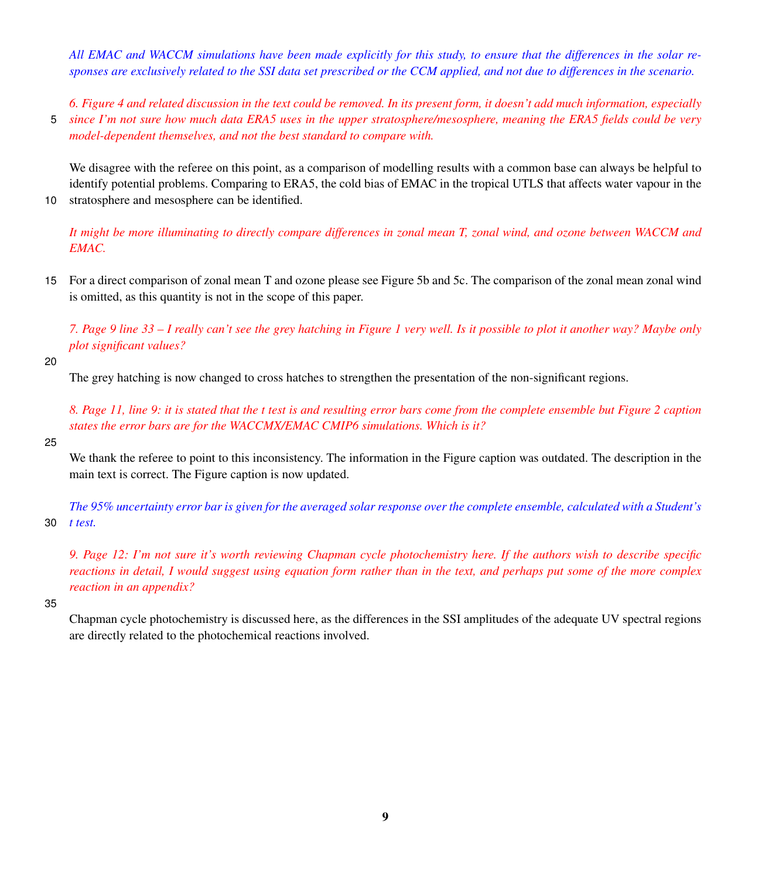*All EMAC and WACCM simulations have been made explicitly for this study, to ensure that the differences in the solar responses are exclusively related to the SSI data set prescribed or the CCM applied, and not due to differences in the scenario.*

*6. Figure 4 and related discussion in the text could be removed. In its present form, it doesn't add much information, especially since I'm not sure how much data ERA5 uses in the upper stratosphere/mesosphere, meaning the ERA5 fields could be very model-dependent themselves, and not the best standard to compare with.*

We disagree with the referee on this point, as a comparison of modelling results with a common base can always be helpful to identify potential problems. Comparing to ERA5, the cold bias of EMAC in the tropical UTLS that affects water vapour in the stratosphere and mesosphere can be identified.

*It might be more illuminating to directly compare differences in zonal mean T, zonal wind, and ozone between WACCM and EMAC.*

For a direct comparison of zonal mean T and ozone please see Figure 5b and 5c. The comparison of the zonal mean zonal wind is omitted, as this quantity is not in the scope of this paper.

*7. Page 9 line 33 – I really can't see the grey hatching in Figure 1 very well. Is it possible to plot it another way? Maybe only plot significant values?*

The grey hatching is now changed to cross hatches to strengthen the presentation of the non-significant regions.

*8. Page 11, line 9: it is stated that the t test is and resulting error bars come from the complete ensemble but Figure 2 caption states the error bars are for the WACCMX/EMAC CMIP6 simulations. Which is it?*

We thank the referee to point to this inconsistency. The information in the Figure caption was outdated. The description in the main text is correct. The Figure caption is now updated.

*The 95% uncertainty error bar is given for the averaged solar response over the complete ensemble, calculated with a Student's t test.*

*9. Page 12: I'm not sure it's worth reviewing Chapman cycle photochemistry here. If the authors wish to describe specific reactions in detail, I would suggest using equation form rather than in the text, and perhaps put some of the more complex reaction in an appendix?*

Chapman cycle photochemistry is discussed here, as the differences in the SSI amplitudes of the adequate UV spectral regions are directly related to the photochemical reactions involved.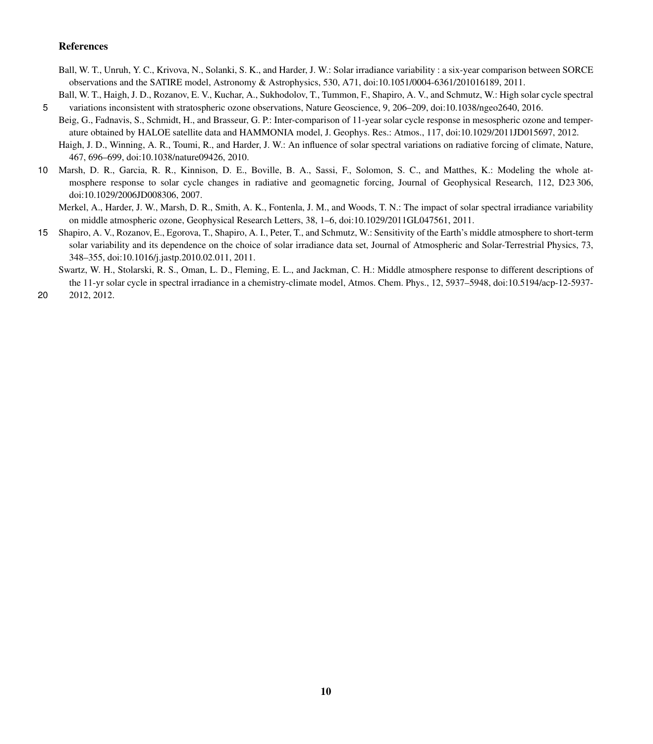# References

Ball, W. T., Unruh, Y. C., Krivova, N., Solanki, S. K., and Harder, J. W.: Solar irradiance variability : a six-year comparison between SORCE observations and the SATIRE model, Astronomy & Astrophysics, 530, A71, doi:10.1051/0004-6361/201016189, 2011.

Ball, W. T., Haigh, J. D., Rozanov, E. V., Kuchar, A., Sukhodolov, T., Tummon, F., Shapiro, A. V., and Schmutz, W.: High solar cycle spectral variations inconsistent with stratospheric ozone observations, Nature Geoscience, 9, 206–209, doi:10.1038/ngeo2640, 2016.

Beig, G., Fadnavis, S., Schmidt, H., and Brasseur, G. P.: Inter-comparison of 11-year solar cycle response in mesospheric ozone and temperature obtained by HALOE satellite data and HAMMONIA model, J. Geophys. Res.: Atmos., 117, doi:10.1029/2011JD015697, 2012.

Haigh, J. D., Winning, A. R., Toumi, R., and Harder, J. W.: An influence of solar spectral variations on radiative forcing of climate, Nature, 467, 696–699, doi:10.1038/nature09426, 2010.

Marsh, D. R., Garcia, R. R., Kinnison, D. E., Boville, B. A., Sassi, F., Solomon, S. C., and Matthes, K.: Modeling the whole atmosphere response to solar cycle changes in radiative and geomagnetic forcing, Journal of Geophysical Research, 112, D23 306, doi:10.1029/2006JD008306, 2007.

Merkel, A., Harder, J. W., Marsh, D. R., Smith, A. K., Fontenla, J. M., and Woods, T. N.: The impact of solar spectral irradiance variability on middle atmospheric ozone, Geophysical Research Letters, 38, 1–6, doi:10.1029/2011GL047561, 2011.

Shapiro, A. V., Rozanov, E., Egorova, T., Shapiro, A. I., Peter, T., and Schmutz, W.: Sensitivity of the Earth's middle atmosphere to short-term solar variability and its dependence on the choice of solar irradiance data set, Journal of Atmospheric and Solar-Terrestrial Physics, 73, 348–355, doi:10.1016/j.jastp.2010.02.011, 2011.

Swartz, W. H., Stolarski, R. S., Oman, L. D., Fleming, E. L., and Jackman, C. H.: Middle atmosphere response to different descriptions of the 11-yr solar cycle in spectral irradiance in a chemistry-climate model, Atmos. Chem. Phys., 12, 5937–5948, doi:10.5194/acp-12-5937-2012, 2012.